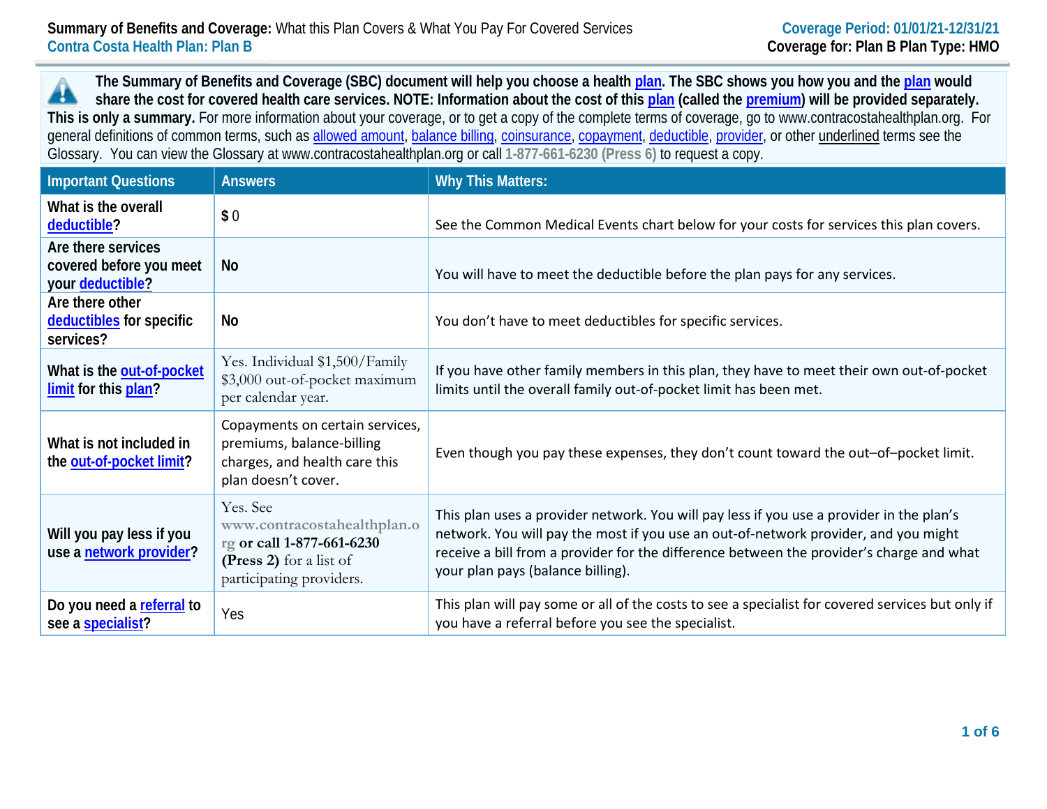**Summary of Benefits and Coverage:** What this Plan Covers & What You Pay For Covered Services
Contra Costa Health Plan: Plan B

**Coverage Period: 01/01/21-12/31/21**
**Coverage for: Plan B Plan Type: HMO**

**The Summary of Benefits and Coverage (SBC) document will help you choose a health plan. The SBC shows you how you and the plan would share the cost for covered health care services. NOTE: Information about the cost of this plan (called the premium) will be provided separately. This is only a summary.** For more information about your coverage, or to get a copy of the complete terms of coverage, go to www.contracostahealthplan.org. For general definitions of common terms, such as allowed amount, balance billing, coinsurance, copayment, deductible, provider, or other underlined terms see the Glossary. You can view the Glossary at www.contracostahealthplan.org or call **1-877-661-6230 (Press 6)** to request a copy.

| Important Questions | Answers | Why This Matters: |
|---|---|---|
| **What is the overall deductible?** | $ 0 | See the Common Medical Events chart below for your costs for services this plan covers. |
| **Are there services covered before you meet your deductible?** | **No** | You will have to meet the deductible before the plan pays for any services. |
| **Are there other deductibles for specific services?** | **No** | You don't have to meet deductibles for specific services. |
| **What is the out-of-pocket limit for this plan?** | Yes. Individual $1,500/Family $3,000 out-of-pocket maximum per calendar year. | If you have other family members in this plan, they have to meet their own out-of-pocket limits until the overall family out-of-pocket limit has been met. |
| **What is not included in the out-of-pocket limit?** | Copayments on certain services, premiums, balance-billing charges, and health care this plan doesn't cover. | Even though you pay these expenses, they don't count toward the out–of–pocket limit. |
| **Will you pay less if you use a network provider?** | Yes. See www.contracostahealthplan.org **or call 1-877-661-6230 (Press 2)** for a list of participating providers. | This plan uses a provider network. You will pay less if you use a provider in the plan's network. You will pay the most if you use an out-of-network provider, and you might receive a bill from a provider for the difference between the provider's charge and what your plan pays (balance billing). |
| **Do you need a referral to see a specialist?** | Yes | This plan will pay some or all of the costs to see a specialist for covered services but only if you have a referral before you see the specialist. |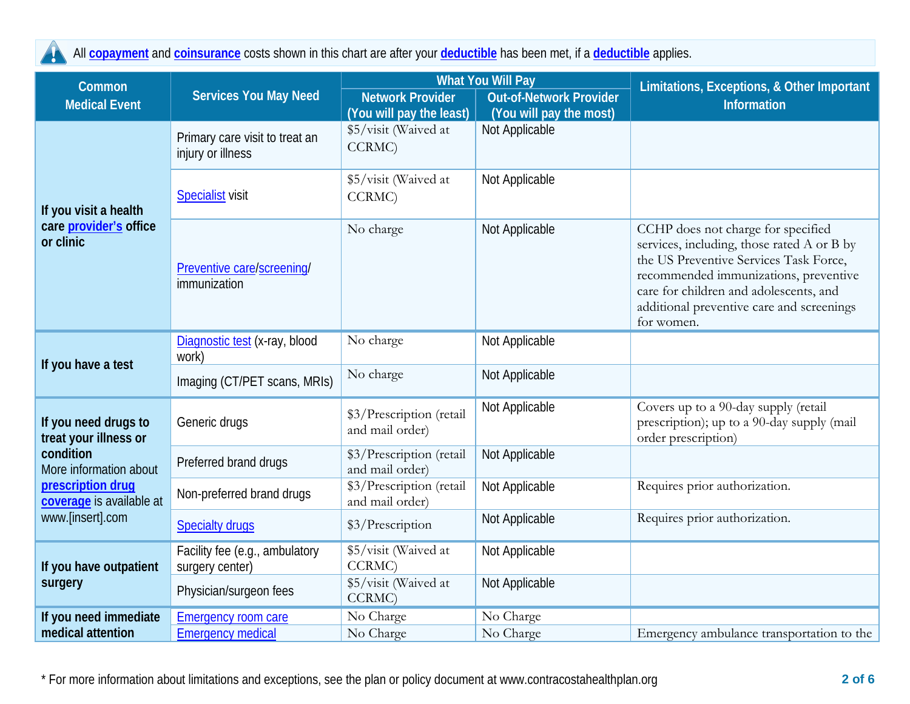All **copayment** and **coinsurance** costs shown in this chart are after your **deductible** has been met, if a **deductible** applies.

| Common Medical Event | Services You May Need | What You Will Pay | | Limitations, Exceptions, & Other Important Information |
|---|---|---|---|---|
| | | Network Provider (You will pay the least) | Out-of-Network Provider (You will pay the most) | |
| If you visit a health care provider's office or clinic | Primary care visit to treat an injury or illness | $5/visit (Waived at CCRMC) | Not Applicable | |
| | Specialist visit | $5/visit (Waived at CCRMC) | Not Applicable | |
| | Preventive care/screening/ immunization | No charge | Not Applicable | CCHP does not charge for specified services, including, those rated A or B by the US Preventive Services Task Force, recommended immunizations, preventive care for children and adolescents, and additional preventive care and screenings for women. |
| If you have a test | Diagnostic test (x-ray, blood work) | No charge | Not Applicable | |
| | Imaging (CT/PET scans, MRIs) | No charge | Not Applicable | |
| If you need drugs to treat your illness or condition More information about prescription drug coverage is available at www.[insert].com | Generic drugs | $3/Prescription (retail and mail order) | Not Applicable | Covers up to a 90-day supply (retail prescription); up to a 90-day supply (mail order prescription) |
| | Preferred brand drugs | $3/Prescription (retail and mail order) | Not Applicable | |
| | Non-preferred brand drugs | $3/Prescription (retail and mail order) | Not Applicable | Requires prior authorization. |
| | Specialty drugs | $3/Prescription | Not Applicable | Requires prior authorization. |
| If you have outpatient surgery | Facility fee (e.g., ambulatory surgery center) | $5/visit (Waived at CCRMC) | Not Applicable | |
| | Physician/surgeon fees | $5/visit (Waived at CCRMC) | Not Applicable | |
| If you need immediate medical attention | Emergency room care | No Charge | No Charge | |
| | Emergency medical | No Charge | No Charge | Emergency ambulance transportation to the |

* For more information about limitations and exceptions, see the plan or policy document at www.contracostahealthplan.org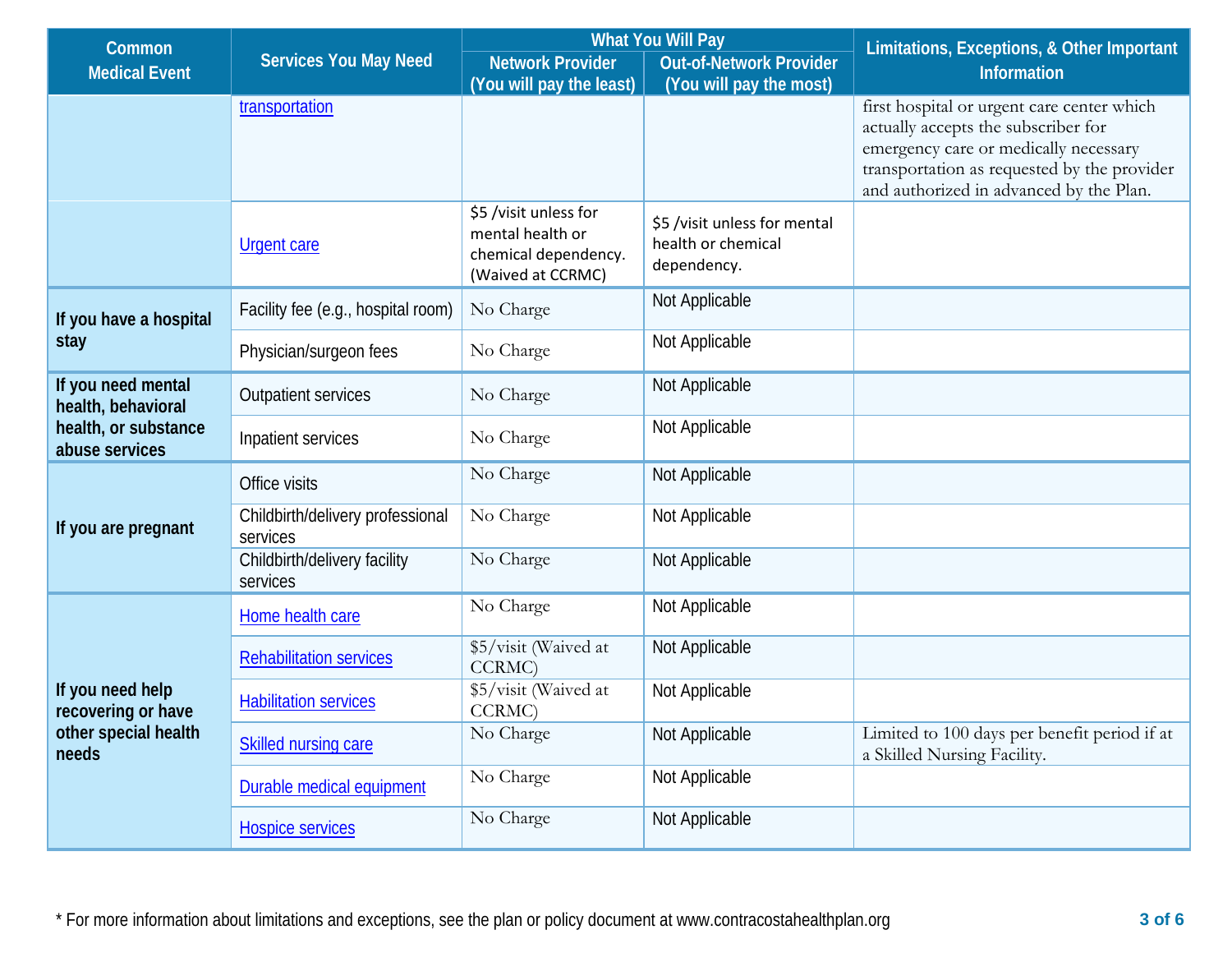| Common Medical Event | Services You May Need | What You Will Pay | | Limitations, Exceptions, & Other Important Information |
|---|---|---|---|---|
| | | Network Provider (You will pay the least) | Out-of-Network Provider (You will pay the most) | |
| | transportation | | | first hospital or urgent care center which actually accepts the subscriber for emergency care or medically necessary transportation as requested by the provider and authorized in advanced by the Plan. |
| | Urgent care | $5 /visit unless for mental health or chemical dependency. (Waived at CCRMC) | $5 /visit unless for mental health or chemical dependency. | |
| **If you have a hospital stay** | Facility fee (e.g., hospital room) | No Charge | Not Applicable | |
| | Physician/surgeon fees | No Charge | Not Applicable | |
| **If you need mental health, behavioral health, or substance abuse services** | Outpatient services | No Charge | Not Applicable | |
| | Inpatient services | No Charge | Not Applicable | |
| **If you are pregnant** | Office visits | No Charge | Not Applicable | |
| | Childbirth/delivery professional services | No Charge | Not Applicable | |
| | Childbirth/delivery facility services | No Charge | Not Applicable | |
| **If you need help recovering or have other special health needs** | Home health care | No Charge | Not Applicable | |
| | Rehabilitation services | $5/visit (Waived at CCRMC) | Not Applicable | |
| | Habilitation services | $5/visit (Waived at CCRMC) | Not Applicable | |
| | Skilled nursing care | No Charge | Not Applicable | Limited to 100 days per benefit period if at a Skilled Nursing Facility. |
| | Durable medical equipment | No Charge | Not Applicable | |
| | Hospice services | No Charge | Not Applicable | |

* For more information about limitations and exceptions, see the plan or policy document at www.contracostahealthplan.org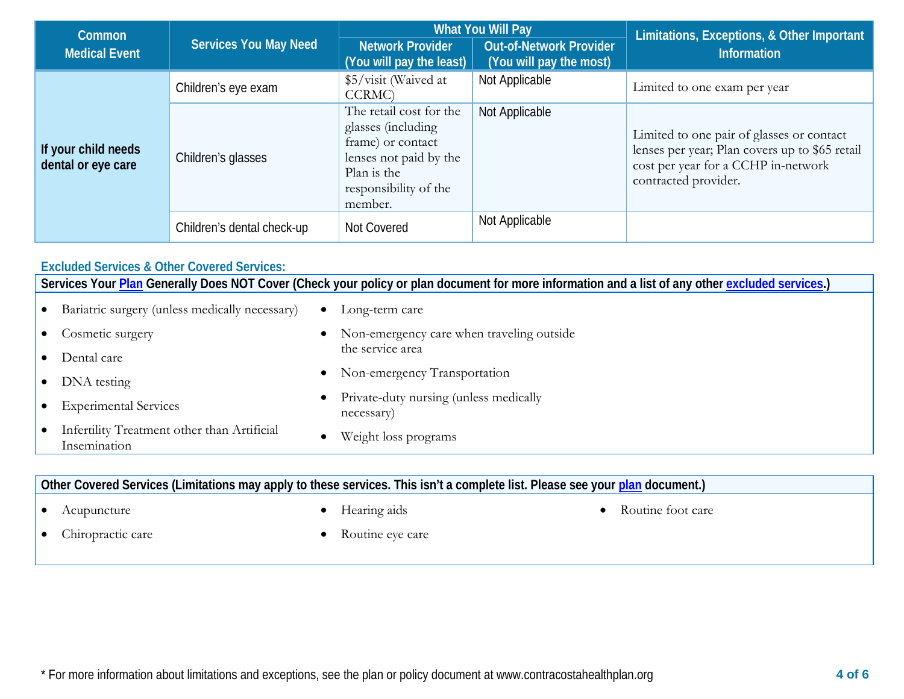| Common Medical Event | Services You May Need | What You Will Pay | | Limitations, Exceptions, & Other Important Information |
|---|---|---|---|---|
| | | Network Provider (You will pay the least) | Out-of-Network Provider (You will pay the most) | |
| If your child needs dental or eye care | Children's eye exam | $5/visit (Waived at CCRMC) | Not Applicable | Limited to one exam per year |
| | Children's glasses | The retail cost for the glasses (including frame) or contact lenses not paid by the Plan is the responsibility of the member. | Not Applicable | Limited to one pair of glasses or contact lenses per year; Plan covers up to $65 retail cost per year for a CCHP in-network contracted provider. |
| | Children's dental check-up | Not Covered | Not Applicable | |

### Excluded Services & Other Covered Services:

**Services Your Plan Generally Does NOT Cover (Check your policy or plan document for more information and a list of any other excluded services.)**

- Bariatric surgery (unless medically necessary)
- Cosmetic surgery
- Dental care
- DNA testing
- Experimental Services
- Infertility Treatment other than Artificial Insemination
- Long-term care
- Non-emergency care when traveling outside the service area
- Non-emergency Transportation
- Private-duty nursing (unless medically necessary)
- Weight loss programs

**Other Covered Services (Limitations may apply to these services. This isn't a complete list. Please see your plan document.)**

- Acupuncture
- Chiropractic care
- Hearing aids
- Routine eye care
- Routine foot care

* For more information about limitations and exceptions, see the plan or policy document at www.contracostahealthplan.org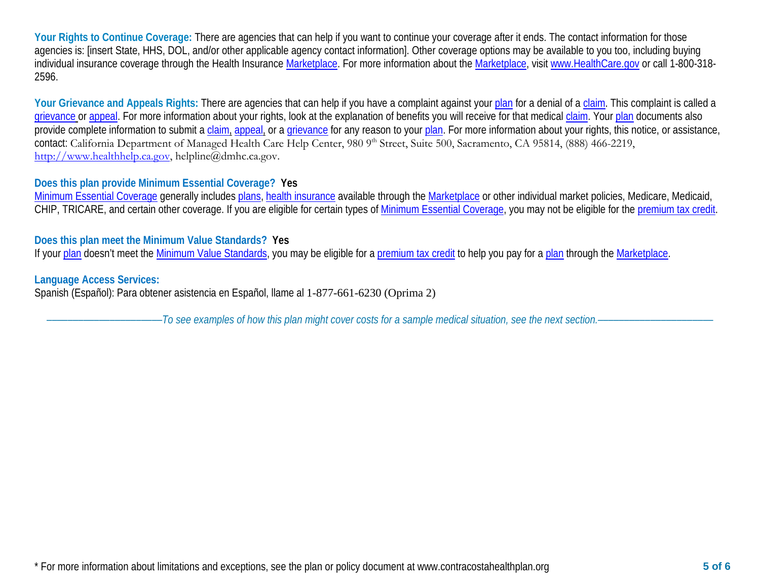**Your Rights to Continue Coverage:** There are agencies that can help if you want to continue your coverage after it ends. The contact information for those agencies is: [insert State, HHS, DOL, and/or other applicable agency contact information]. Other coverage options may be available to you too, including buying individual insurance coverage through the Health Insurance Marketplace. For more information about the Marketplace, visit www.HealthCare.gov or call 1-800-318-2596.

**Your Grievance and Appeals Rights:** There are agencies that can help if you have a complaint against your plan for a denial of a claim. This complaint is called a grievance or appeal. For more information about your rights, look at the explanation of benefits you will receive for that medical claim. Your plan documents also provide complete information to submit a claim, appeal, or a grievance for any reason to your plan. For more information about your rights, this notice, or assistance, contact: California Department of Managed Health Care Help Center, 980 9th Street, Suite 500, Sacramento, CA 95814, (888) 466-2219, http://www.healthhelp.ca.gov, helpline@dmhc.ca.gov.

**Does this plan provide Minimum Essential Coverage? Yes**

Minimum Essential Coverage generally includes plans, health insurance available through the Marketplace or other individual market policies, Medicare, Medicaid, CHIP, TRICARE, and certain other coverage. If you are eligible for certain types of Minimum Essential Coverage, you may not be eligible for the premium tax credit.

**Does this plan meet the Minimum Value Standards? Yes**

If your plan doesn't meet the Minimum Value Standards, you may be eligible for a premium tax credit to help you pay for a plan through the Marketplace.

**Language Access Services:**

Spanish (Español): Para obtener asistencia en Español, llame al 1-877-661-6230 (Oprima 2)

*––––––––––––––––––––––To see examples of how this plan might cover costs for a sample medical situation, see the next section.––––––––––––––––––––––*

\* For more information about limitations and exceptions, see the plan or policy document at www.contracostahealthplan.org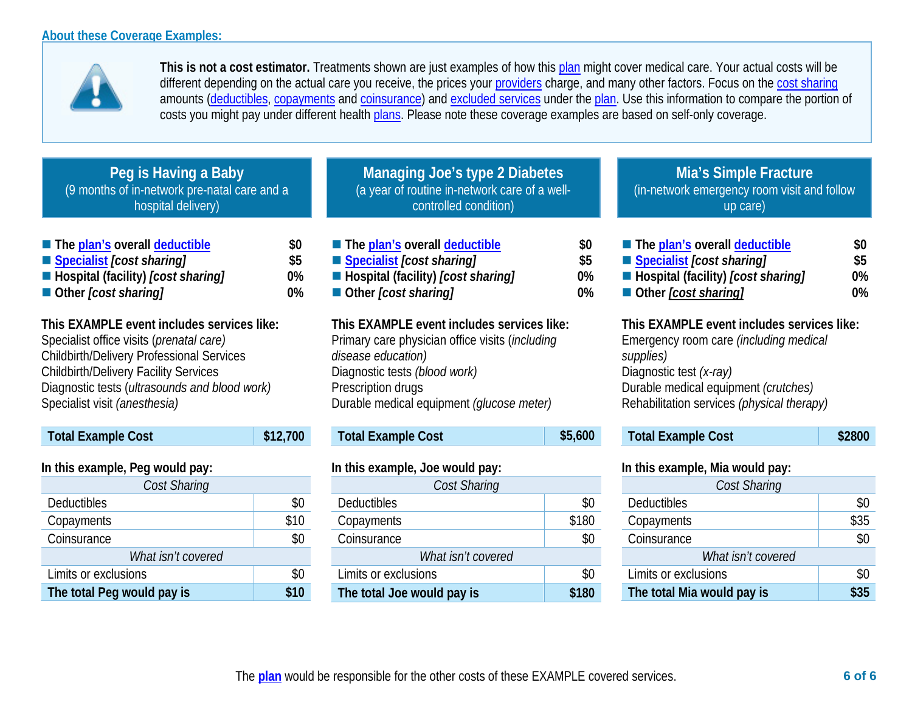## About these Coverage Examples:

**This is not a cost estimator.** Treatments shown are just examples of how this plan might cover medical care. Your actual costs will be different depending on the actual care you receive, the prices your providers charge, and many other factors. Focus on the cost sharing amounts (deductibles, copayments and coinsurance) and excluded services under the plan. Use this information to compare the portion of costs you might pay under different health plans. Please note these coverage examples are based on self-only coverage.

### Peg is Having a Baby
(9 months of in-network pre-natal care and a hospital delivery)

| | |
|---|---|
| **The plan's overall deductible** | **$0** |
| **Specialist *[cost sharing]*** | **$5** |
| **Hospital (facility) *[cost sharing]*** | **0%** |
| **Other *[cost sharing]*** | **0%** |

**This EXAMPLE event includes services like:**
Specialist office visits *(prenatal care)*
Childbirth/Delivery Professional Services
Childbirth/Delivery Facility Services
Diagnostic tests (*ultrasounds and blood work)*
Specialist visit *(anesthesia)*

| | |
|---|---|
| **Total Example Cost** | **$12,700** |

**In this example, Peg would pay:**

| *Cost Sharing* | |
|---|---|
| Deductibles | $0 |
| Copayments | $10 |
| Coinsurance | $0 |
| *What isn't covered* | |
| Limits or exclusions | $0 |
| **The total Peg would pay is** | **$10** |

### Managing Joe's type 2 Diabetes
(a year of routine in-network care of a well-controlled condition)

| | |
|---|---|
| **The plan's overall deductible** | **$0** |
| **Specialist *[cost sharing]*** | **$5** |
| **Hospital (facility) *[cost sharing]*** | **0%** |
| **Other *[cost sharing]*** | **0%** |

**This EXAMPLE event includes services like:**
Primary care physician office visits (*including disease education)*
Diagnostic tests *(blood work)*
Prescription drugs
Durable medical equipment *(glucose meter)*

| | |
|---|---|
| **Total Example Cost** | **$5,600** |

**In this example, Joe would pay:**

| *Cost Sharing* | |
|---|---|
| Deductibles | $0 |
| Copayments | $180 |
| Coinsurance | $0 |
| *What isn't covered* | |
| Limits or exclusions | $0 |
| **The total Joe would pay is** | **$180** |

### Mia's Simple Fracture
(in-network emergency room visit and follow up care)

| | |
|---|---|
| **The plan's overall deductible** | **$0** |
| **Specialist *[cost sharing]*** | **$5** |
| **Hospital (facility) *[cost sharing]*** | **0%** |
| **Other *[cost sharing]*** | **0%** |

**This EXAMPLE event includes services like:**
Emergency room care *(including medical supplies)*
Diagnostic test *(x-ray)*
Durable medical equipment *(crutches)*
Rehabilitation services *(physical therapy)*

| | |
|---|---|
| **Total Example Cost** | **$2800** |

**In this example, Mia would pay:**

| *Cost Sharing* | |
|---|---|
| Deductibles | $0 |
| Copayments | $35 |
| Coinsurance | $0 |
| *What isn't covered* | |
| Limits or exclusions | $0 |
| **The total Mia would pay is** | **$35** |

The **plan** would be responsible for the other costs of these EXAMPLE covered services.